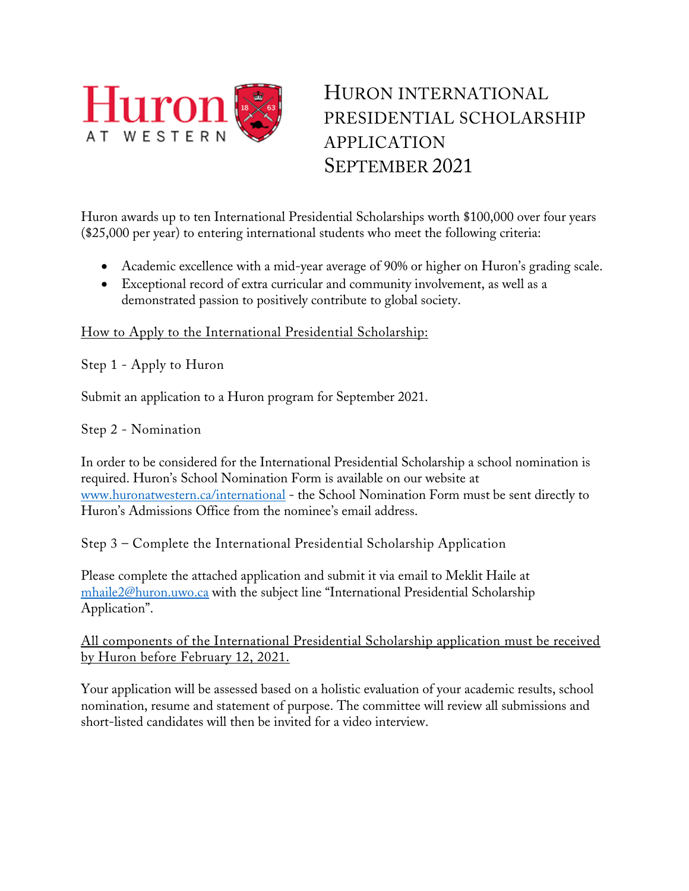Huron AT WESTERN

# HURON INTERNATIONAL PRESIDENTIAL SCHOLARSHIP APPLICATION SEPTEMBER 2021

Huron awards up to ten International Presidential Scholarships worth $100,000 over four years ($25,000 per year) to entering international students who meet the following criteria:

- Academic excellence with a mid-year average of 90% or higher on Huron's grading scale.
- Exceptional record of extra curricular and community involvement, as well as a demonstrated passion to positively contribute to global society.

## How to Apply to the International Presidential Scholarship:

### Step 1 - Apply to Huron

Submit an application to a Huron program for September 2021.

### Step 2 - Nomination

In order to be considered for the International Presidential Scholarship a school nomination is required. Huron's School Nomination Form is available on our website at [www.huronatwestern.ca/international](http://www.huronatwestern.ca/international) - the School Nomination Form must be sent directly to Huron's Admissions Office from the nominee's email address.

### Step 3 – Complete the International Presidential Scholarship Application

Please complete the attached application and submit it via email to Meklit Haile at [mhaile2@huron.uwo.ca](mailto:mhaile2@huron.uwo.ca) with the subject line "International Presidential Scholarship Application".

All components of the International Presidential Scholarship application must be received by Huron before February 12, 2021.

Your application will be assessed based on a holistic evaluation of your academic results, school nomination, resume and statement of purpose. The committee will review all submissions and short-listed candidates will then be invited for a video interview.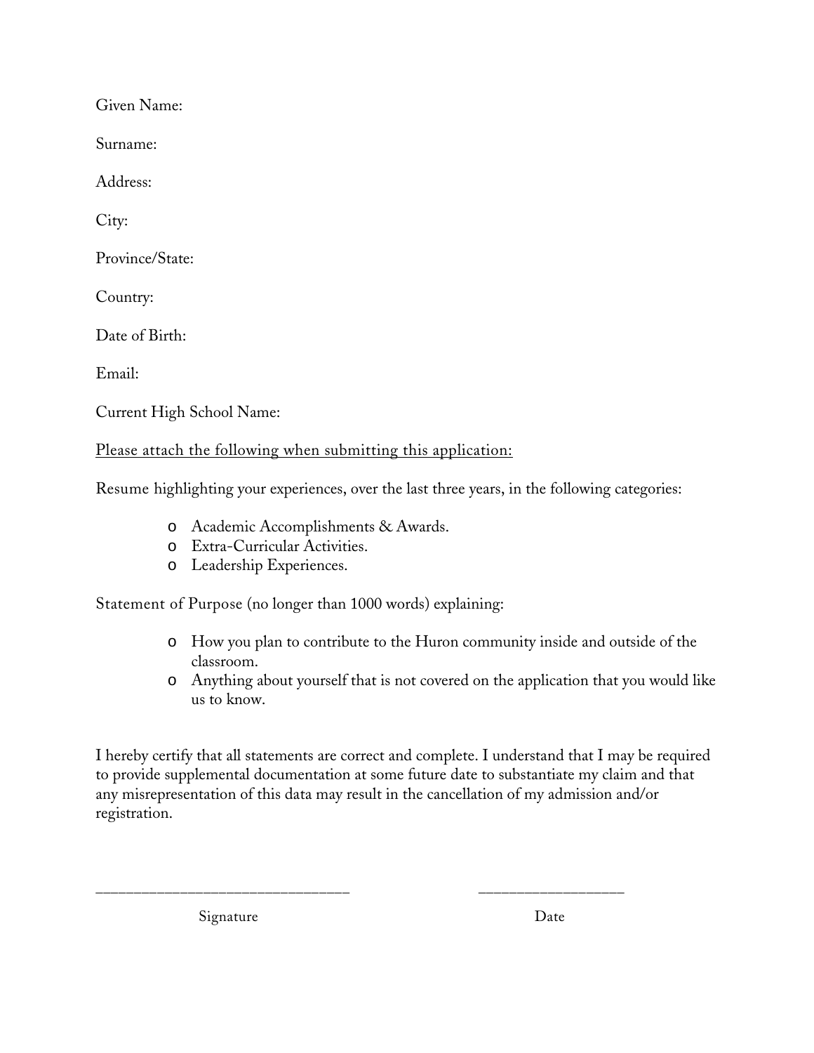Given Name:

Surname:

Address:

City:

Province/State:

Country:

Date of Birth:

Email:

Current High School Name:

<u>Please attach the following when submitting this application:</u>

Resume highlighting your experiences, over the last three years, in the following categories:

- Academic Accomplishments & Awards.
- Extra-Curricular Activities.
- Leadership Experiences.

Statement of Purpose (no longer than 1000 words) explaining:

- How you plan to contribute to the Huron community inside and outside of the classroom.
- Anything about yourself that is not covered on the application that you would like us to know.

I hereby certify that all statements are correct and complete. I understand that I may be required to provide supplemental documentation at some future date to substantiate my claim and that any misrepresentation of this data may result in the cancellation of my admission and/or registration.

_______________________________ ___________________

Signature Date